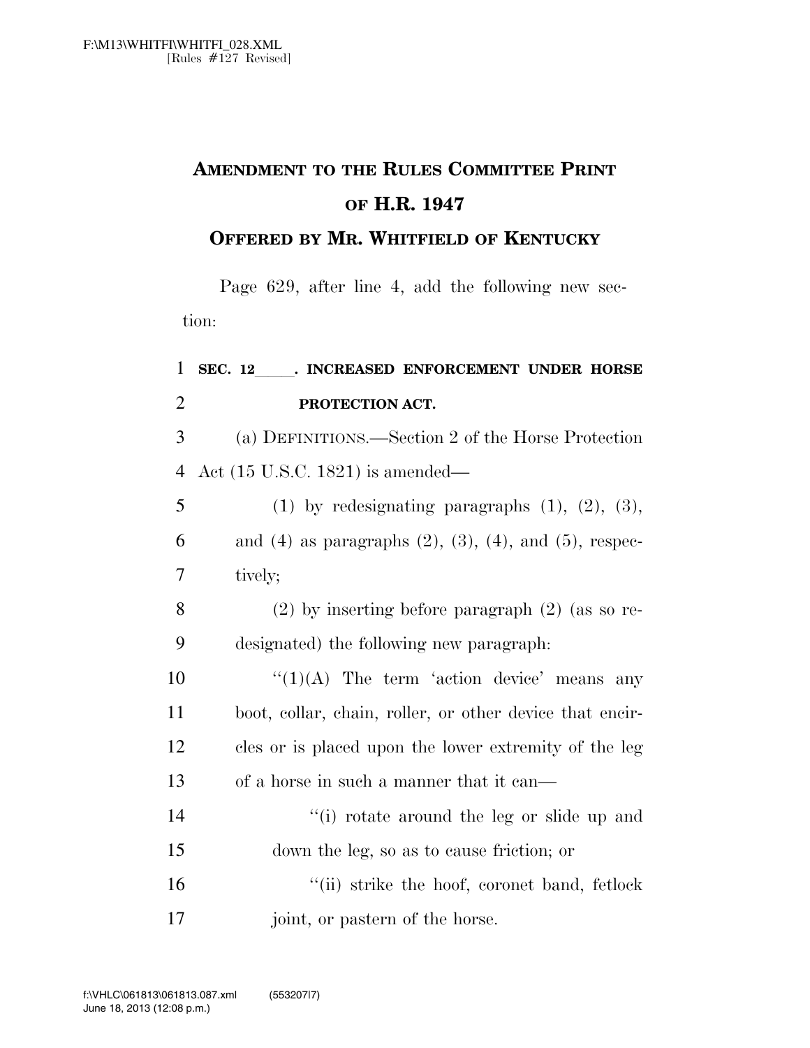# Amendment to the Rules Committee Print of H.R. 1947

## Offered by Mr. Whitfield of Kentucky

Page 629, after line 4, add the following new section:

**SEC. 12\_\_\_\_\_. INCREASED ENFORCEMENT UNDER HORSE PROTECTION ACT.**

(a) DEFINITIONS.—Section 2 of the Horse Protection Act (15 U.S.C. 1821) is amended—

(1) by redesignating paragraphs (1), (2), (3), and (4) as paragraphs (2), (3), (4), and (5), respectively;

(2) by inserting before paragraph (2) (as so redesignated) the following new paragraph:

"(1)(A) The term 'action device' means any boot, collar, chain, roller, or other device that encircles or is placed upon the lower extremity of the leg of a horse in such a manner that it can—

"(i) rotate around the leg or slide up and down the leg, so as to cause friction; or

"(ii) strike the hoof, coronet band, fetlock joint, or pastern of the horse.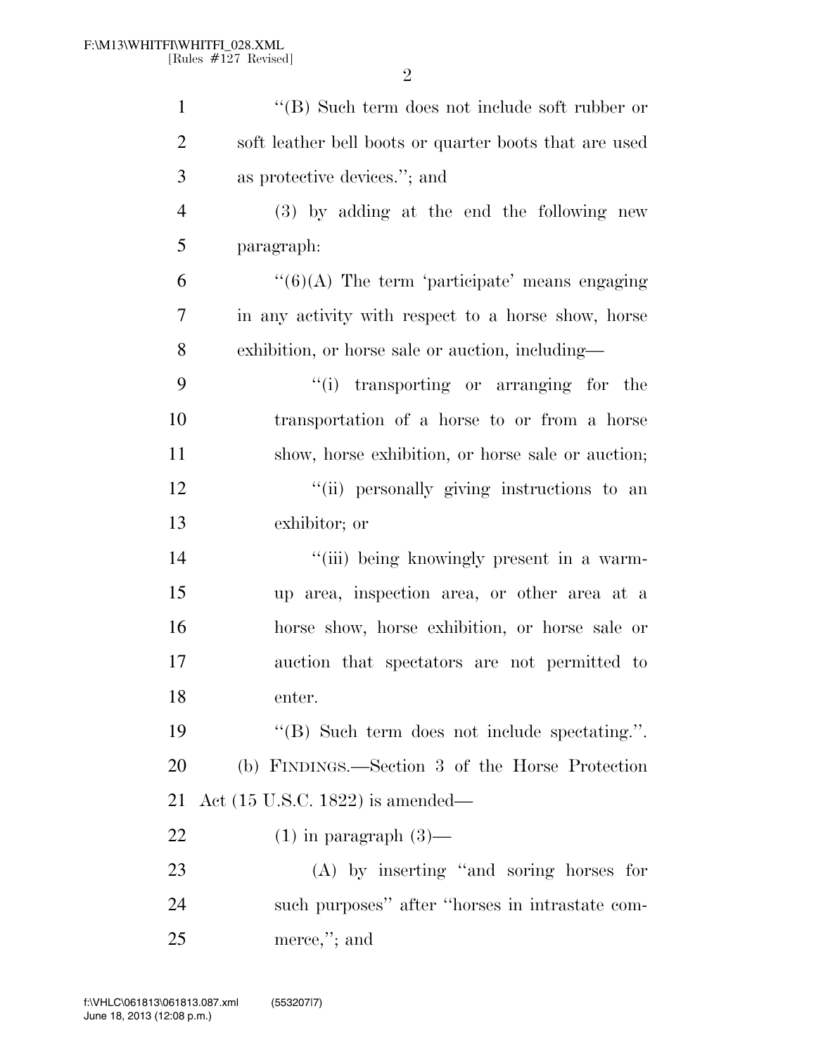"(B) Such term does not include soft rubber or soft leather bell boots or quarter boots that are used as protective devices."; and

(3) by adding at the end the following new paragraph:

"(6)(A) The term 'participate' means engaging in any activity with respect to a horse show, horse exhibition, or horse sale or auction, including—

"(i) transporting or arranging for the transportation of a horse to or from a horse show, horse exhibition, or horse sale or auction;

"(ii) personally giving instructions to an exhibitor; or

"(iii) being knowingly present in a warm-up area, inspection area, or other area at a horse show, horse exhibition, or horse sale or auction that spectators are not permitted to enter.

"(B) Such term does not include spectating.".

(b) FINDINGS.—Section 3 of the Horse Protection Act (15 U.S.C. 1822) is amended—

(1) in paragraph (3)—

(A) by inserting "and soring horses for such purposes" after "horses in intrastate commerce,"; and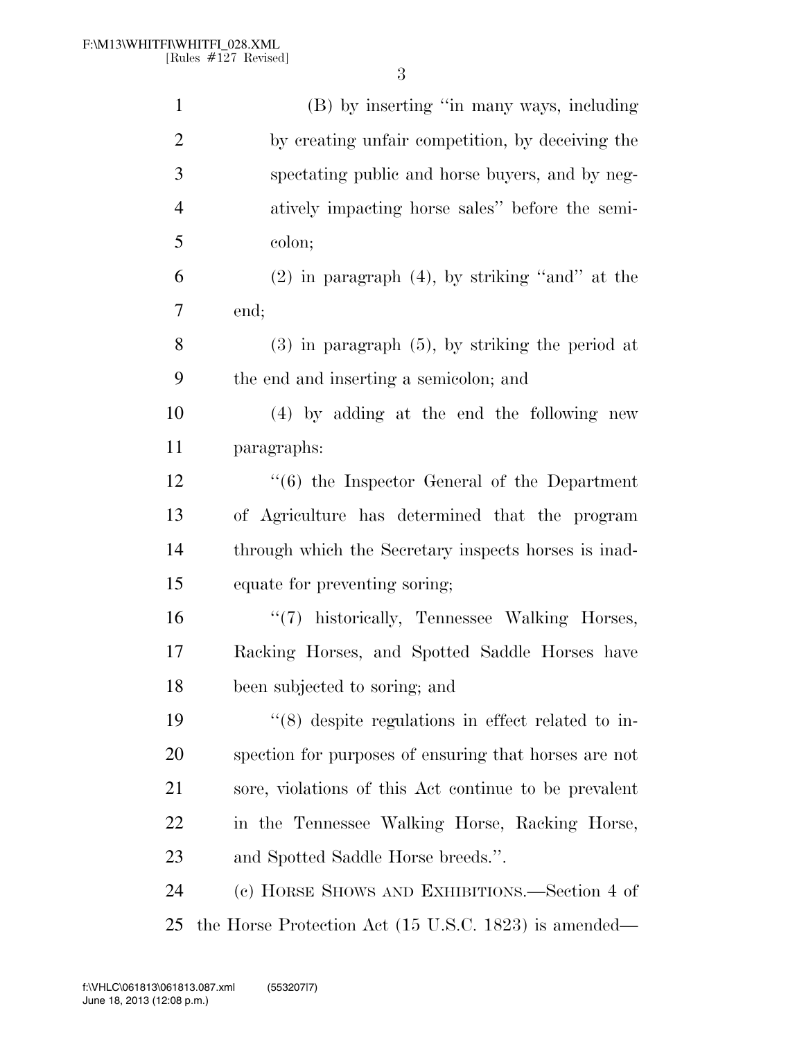(B) by inserting ''in many ways, including by creating unfair competition, by deceiving the spectating public and horse buyers, and by negatively impacting horse sales'' before the semicolon;

(2) in paragraph (4), by striking ''and'' at the end;

(3) in paragraph (5), by striking the period at the end and inserting a semicolon; and

(4) by adding at the end the following new paragraphs:

''(6) the Inspector General of the Department of Agriculture has determined that the program through which the Secretary inspects horses is inadequate for preventing soring;

''(7) historically, Tennessee Walking Horses, Racking Horses, and Spotted Saddle Horses have been subjected to soring; and

''(8) despite regulations in effect related to inspection for purposes of ensuring that horses are not sore, violations of this Act continue to be prevalent in the Tennessee Walking Horse, Racking Horse, and Spotted Saddle Horse breeds.''.

(c) HORSE SHOWS AND EXHIBITIONS.—Section 4 of the Horse Protection Act (15 U.S.C. 1823) is amended—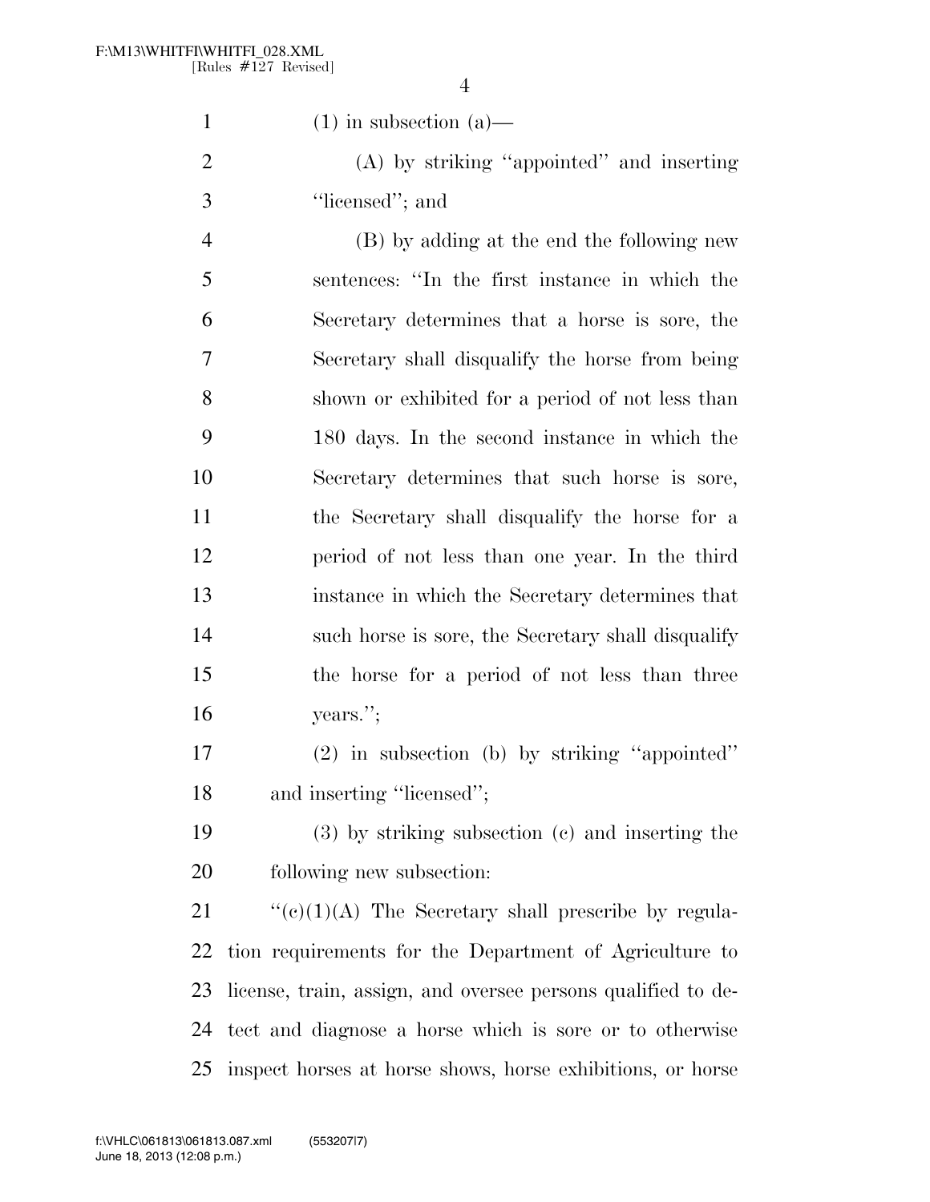(1) in subsection (a)—

(A) by striking "appointed" and inserting "licensed"; and

(B) by adding at the end the following new sentences: "In the first instance in which the Secretary determines that a horse is sore, the Secretary shall disqualify the horse from being shown or exhibited for a period of not less than 180 days. In the second instance in which the Secretary determines that such horse is sore, the Secretary shall disqualify the horse for a period of not less than one year. In the third instance in which the Secretary determines that such horse is sore, the Secretary shall disqualify the horse for a period of not less than three years.";

(2) in subsection (b) by striking "appointed" and inserting "licensed";

(3) by striking subsection (c) and inserting the following new subsection:

"(c)(1)(A) The Secretary shall prescribe by regulation requirements for the Department of Agriculture to license, train, assign, and oversee persons qualified to detect and diagnose a horse which is sore or to otherwise inspect horses at horse shows, horse exhibitions, or horse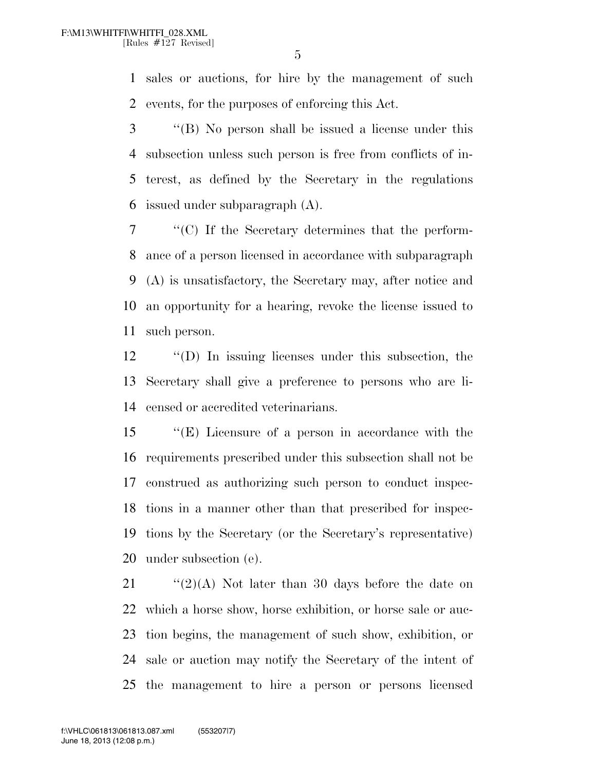sales or auctions, for hire by the management of such events, for the purposes of enforcing this Act.

''(B) No person shall be issued a license under this subsection unless such person is free from conflicts of interest, as defined by the Secretary in the regulations issued under subparagraph (A).

''(C) If the Secretary determines that the performance of a person licensed in accordance with subparagraph (A) is unsatisfactory, the Secretary may, after notice and an opportunity for a hearing, revoke the license issued to such person.

''(D) In issuing licenses under this subsection, the Secretary shall give a preference to persons who are licensed or accredited veterinarians.

''(E) Licensure of a person in accordance with the requirements prescribed under this subsection shall not be construed as authorizing such person to conduct inspections in a manner other than that prescribed for inspections by the Secretary (or the Secretary's representative) under subsection (e).

''(2)(A) Not later than 30 days before the date on which a horse show, horse exhibition, or horse sale or auction begins, the management of such show, exhibition, or sale or auction may notify the Secretary of the intent of the management to hire a person or persons licensed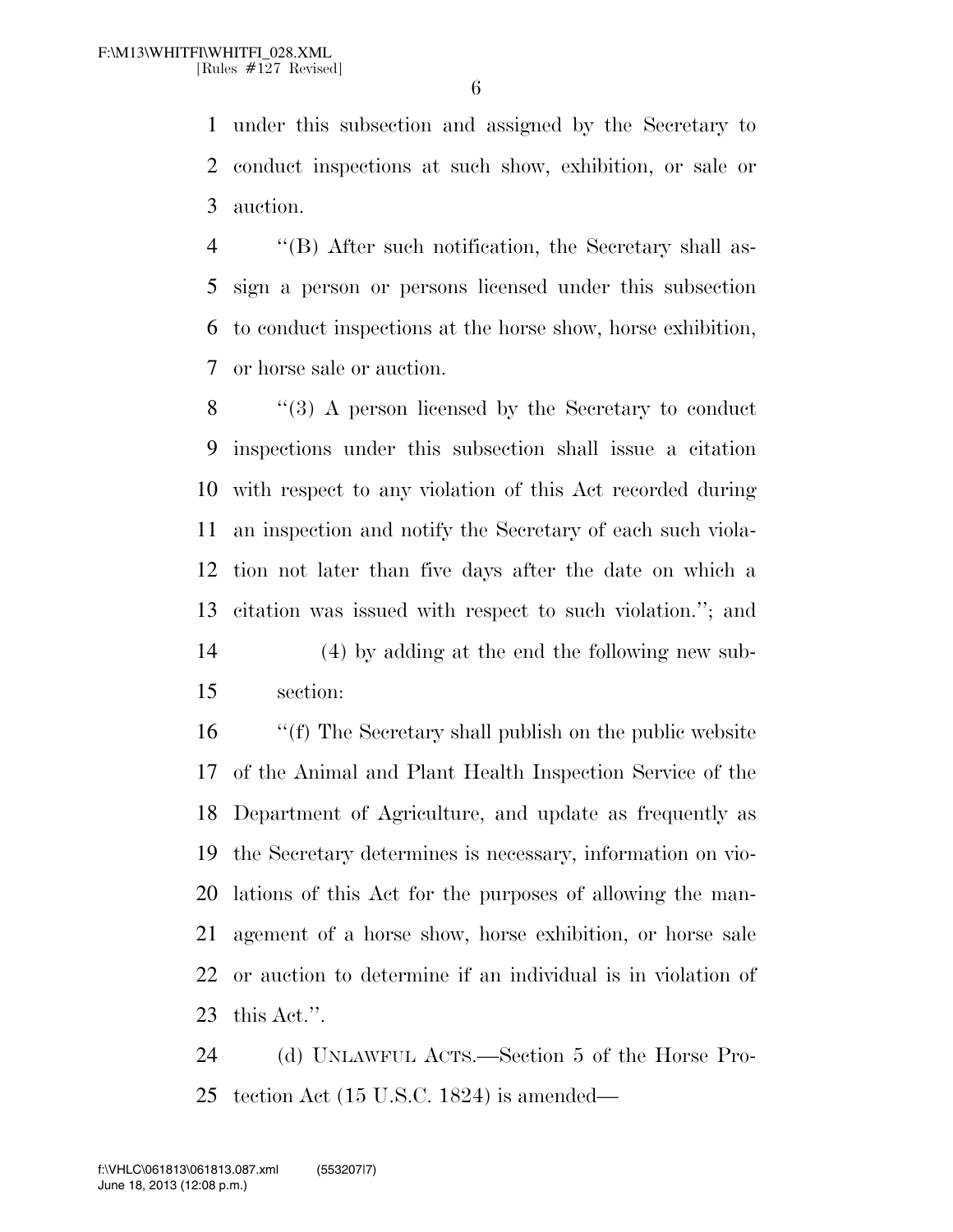under this subsection and assigned by the Secretary to conduct inspections at such show, exhibition, or sale or auction.

''(B) After such notification, the Secretary shall assign a person or persons licensed under this subsection to conduct inspections at the horse show, horse exhibition, or horse sale or auction.

''(3) A person licensed by the Secretary to conduct inspections under this subsection shall issue a citation with respect to any violation of this Act recorded during an inspection and notify the Secretary of each such violation not later than five days after the date on which a citation was issued with respect to such violation.''; and

(4) by adding at the end the following new subsection:

''(f) The Secretary shall publish on the public website of the Animal and Plant Health Inspection Service of the Department of Agriculture, and update as frequently as the Secretary determines is necessary, information on violations of this Act for the purposes of allowing the management of a horse show, horse exhibition, or horse sale or auction to determine if an individual is in violation of this Act.''.

(d) UNLAWFUL ACTS.—Section 5 of the Horse Protection Act (15 U.S.C. 1824) is amended—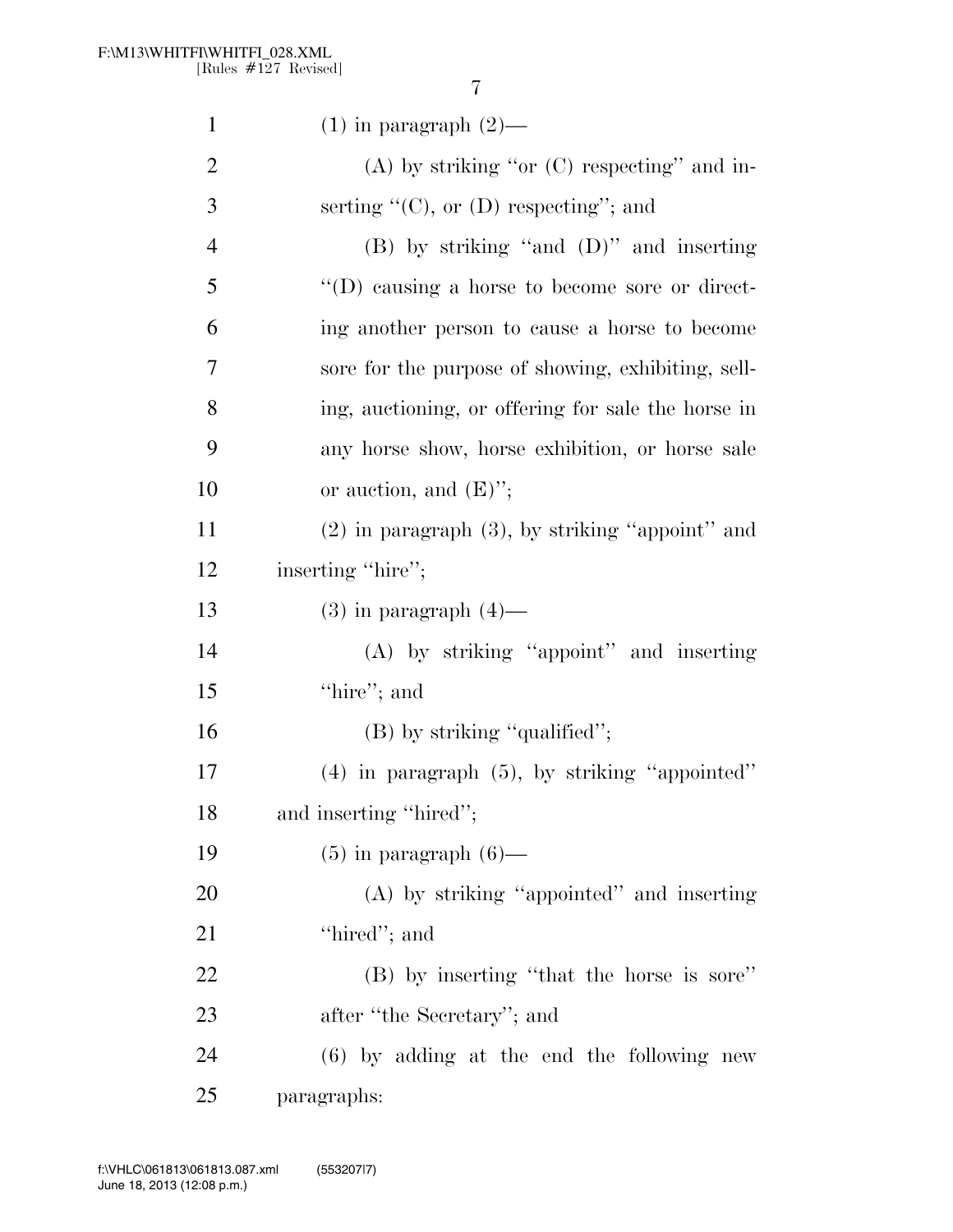(1) in paragraph (2)—

(A) by striking "or (C) respecting" and inserting "(C), or (D) respecting"; and

(B) by striking "and (D)" and inserting "(D) causing a horse to become sore or directing another person to cause a horse to become sore for the purpose of showing, exhibiting, selling, auctioning, or offering for sale the horse in any horse show, horse exhibition, or horse sale or auction, and (E)";

(2) in paragraph (3), by striking "appoint" and inserting "hire";

(3) in paragraph (4)—

(A) by striking "appoint" and inserting "hire"; and

(B) by striking "qualified";

(4) in paragraph (5), by striking "appointed" and inserting "hired";

(5) in paragraph (6)—

(A) by striking "appointed" and inserting "hired"; and

(B) by inserting "that the horse is sore" after "the Secretary"; and

(6) by adding at the end the following new paragraphs: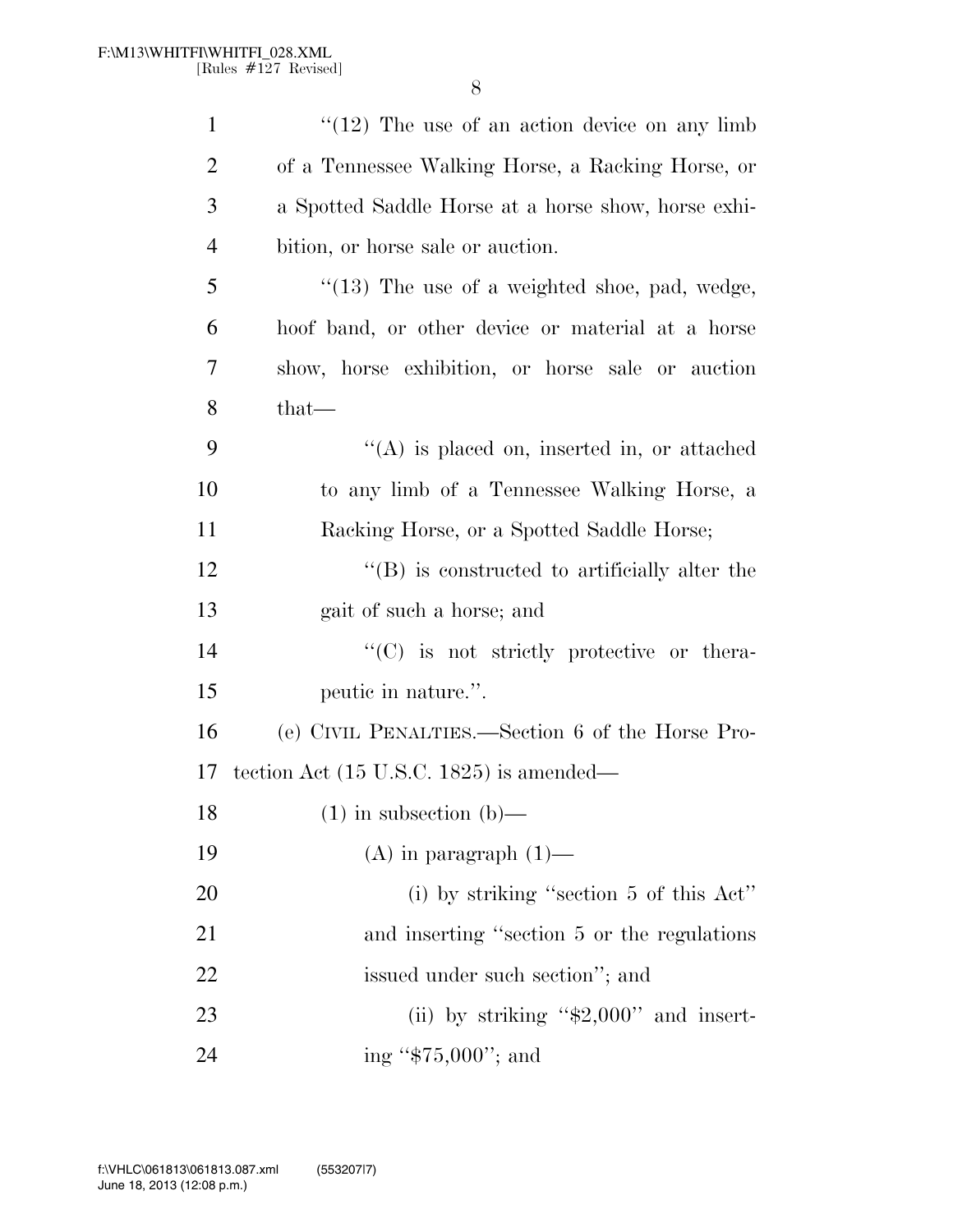''(12) The use of an action device on any limb of a Tennessee Walking Horse, a Racking Horse, or a Spotted Saddle Horse at a horse show, horse exhibition, or horse sale or auction.

''(13) The use of a weighted shoe, pad, wedge, hoof band, or other device or material at a horse show, horse exhibition, or horse sale or auction that—

''(A) is placed on, inserted in, or attached to any limb of a Tennessee Walking Horse, a Racking Horse, or a Spotted Saddle Horse;

''(B) is constructed to artificially alter the gait of such a horse; and

''(C) is not strictly protective or therapeutic in nature.''.

(e) CIVIL PENALTIES.—Section 6 of the Horse Protection Act (15 U.S.C. 1825) is amended—

(1) in subsection (b)—

(A) in paragraph (1)—

(i) by striking ''section 5 of this Act'' and inserting ''section 5 or the regulations issued under such section''; and

(ii) by striking ''$2,000'' and inserting ''$75,000''; and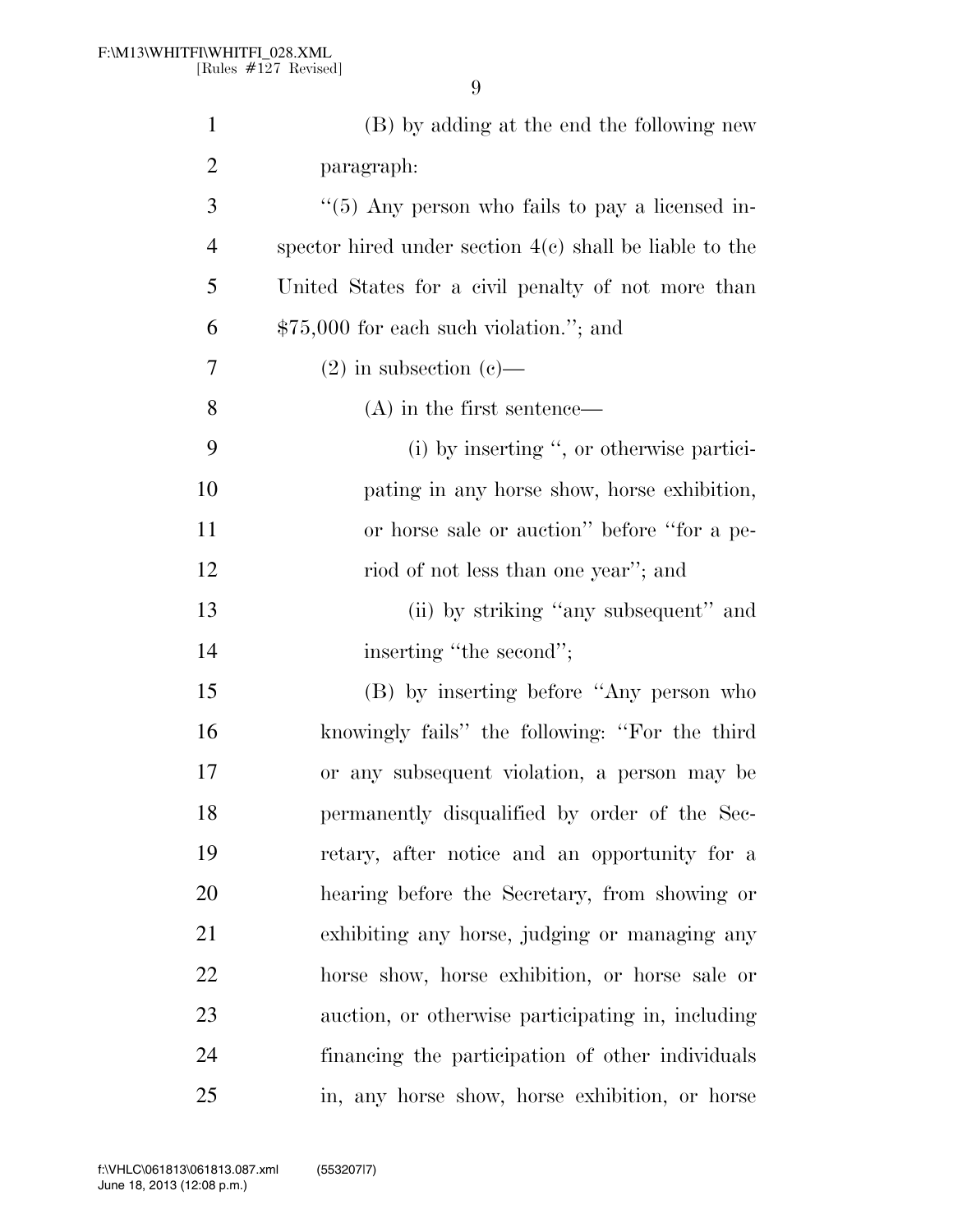(B) by adding at the end the following new paragraph:

"(5) Any person who fails to pay a licensed inspector hired under section 4(c) shall be liable to the United States for a civil penalty of not more than $75,000 for each such violation."; and

(2) in subsection (c)—

(A) in the first sentence—

(i) by inserting ", or otherwise participating in any horse show, horse exhibition, or horse sale or auction" before "for a period of not less than one year"; and

(ii) by striking "any subsequent" and inserting "the second";

(B) by inserting before "Any person who knowingly fails" the following: "For the third or any subsequent violation, a person may be permanently disqualified by order of the Secretary, after notice and an opportunity for a hearing before the Secretary, from showing or exhibiting any horse, judging or managing any horse show, horse exhibition, or horse sale or auction, or otherwise participating in, including financing the participation of other individuals in, any horse show, horse exhibition, or horse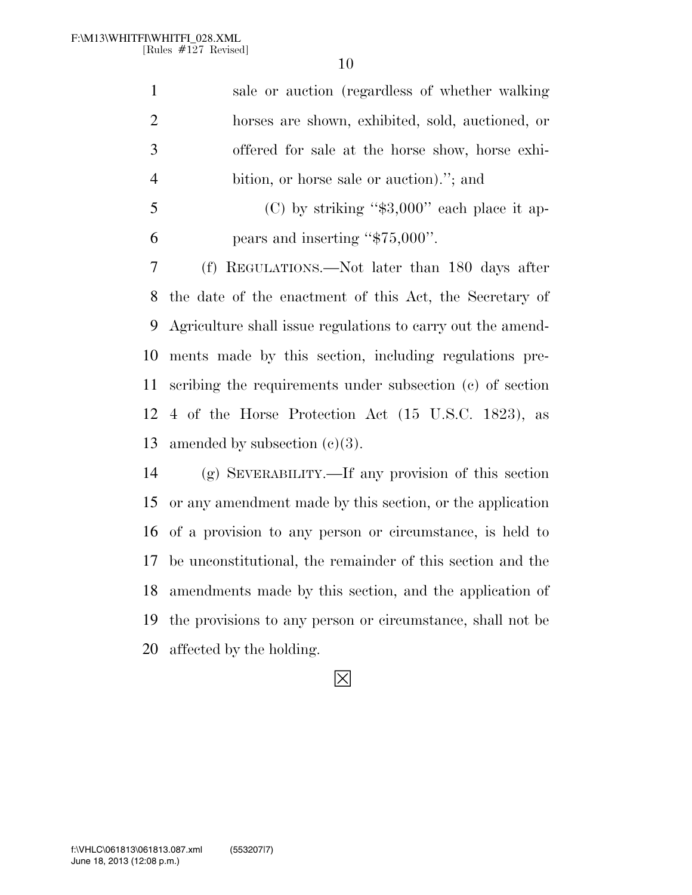sale or auction (regardless of whether walking horses are shown, exhibited, sold, auctioned, or offered for sale at the horse show, horse exhibition, or horse sale or auction).''; and

(C) by striking ''$3,000'' each place it appears and inserting ''$75,000''.

(f) REGULATIONS.—Not later than 180 days after the date of the enactment of this Act, the Secretary of Agriculture shall issue regulations to carry out the amendments made by this section, including regulations prescribing the requirements under subsection (c) of section 4 of the Horse Protection Act (15 U.S.C. 1823), as amended by subsection (c)(3).

(g) SEVERABILITY.—If any provision of this section or any amendment made by this section, or the application of a provision to any person or circumstance, is held to be unconstitutional, the remainder of this section and the amendments made by this section, and the application of the provisions to any person or circumstance, shall not be affected by the holding.